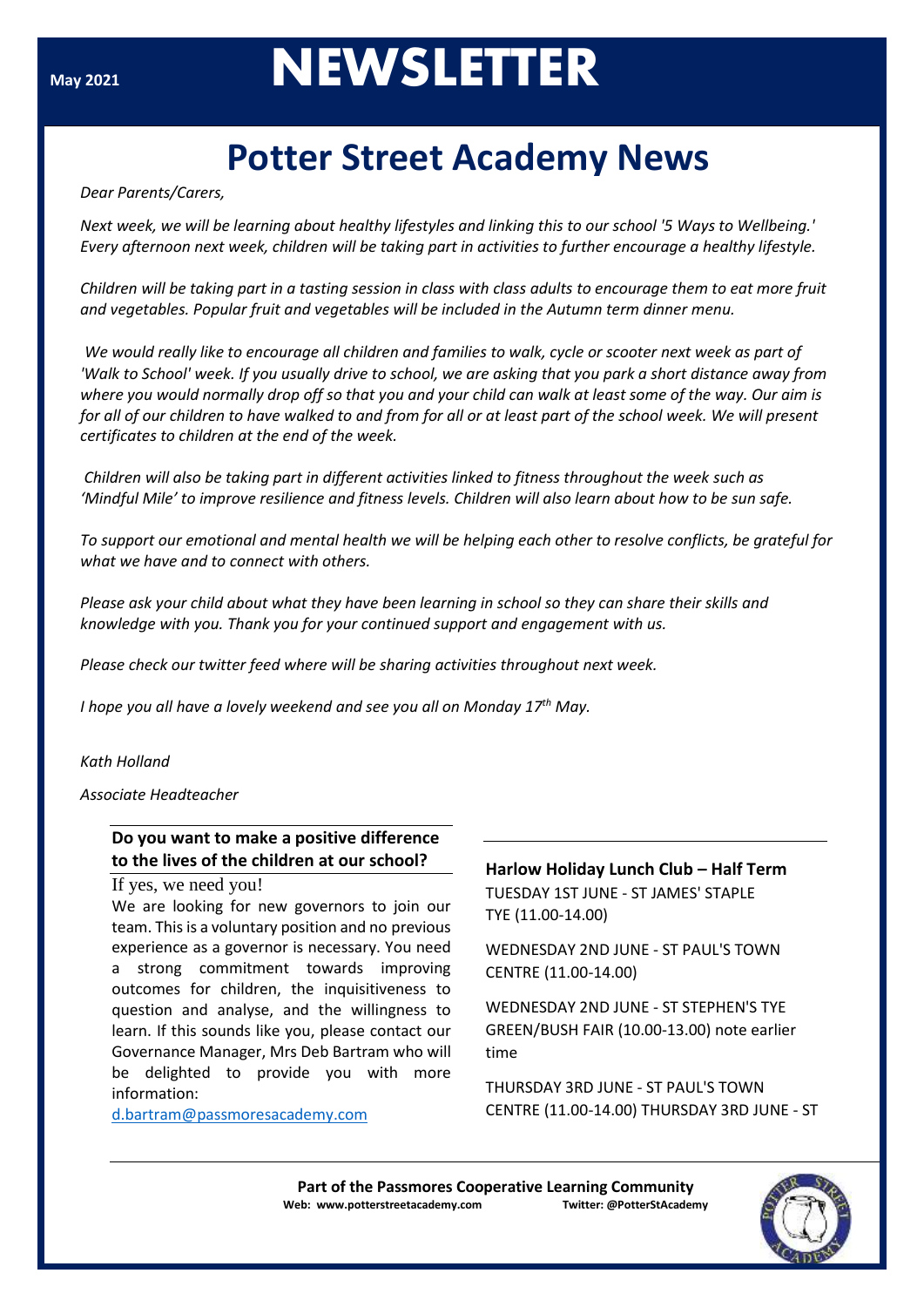May 2021

# NEWSLETTER

## Potter Street Academy News

*Dear Parents/Carers,*

*Next week, we will be learning about healthy lifestyles and linking this to our school '5 Ways to Wellbeing.' Every afternoon next week, children will be taking part in activities to further encourage a healthy lifestyle.*

*Children will be taking part in a tasting session in class with class adults to encourage them to eat more fruit and vegetables. Popular fruit and vegetables will be included in the Autumn term dinner menu.*

*We would really like to encourage all children and families to walk, cycle or scooter next week as part of 'Walk to School' week. If you usually drive to school, we are asking that you park a short distance away from where you would normally drop off so that you and your child can walk at least some of the way. Our aim is for all of our children to have walked to and from for all or at least part of the school week. We will present certificates to children at the end of the week.*

*Children will also be taking part in different activities linked to fitness throughout the week such as 'Mindful Mile' to improve resilience and fitness levels. Children will also learn about how to be sun safe.*

*To support our emotional and mental health we will be helping each other to resolve conflicts, be grateful for what we have and to connect with others.*

*Please ask your child about what they have been learning in school so they can share their skills and knowledge with you. Thank you for your continued support and engagement with us.*

*Please check our twitter feed where will be sharing activities throughout next week.*

*I hope you all have a lovely weekend and see you all on Monday 17th May.*

*Kath Holland*

*Associate Headteacher*

### Do you want to make a positive difference to the lives of the children at our school?

If yes, we need you!

We are looking for new governors to join our team. This is a voluntary position and no previous experience as a governor is necessary. You need a strong commitment towards improving outcomes for children, the inquisitiveness to question and analyse, and the willingness to learn. If this sounds like you, please contact our Governance Manager, Mrs Deb Bartram who will be delighted to provide you with more information:

d.bartram@passmoresacademy.com

### Harlow Holiday Lunch Club – Half Term

TUESDAY 1ST JUNE - ST JAMES' STAPLE TYE (11.00-14.00)

WEDNESDAY 2ND JUNE - ST PAUL'S TOWN CENTRE (11.00-14.00)

WEDNESDAY 2ND JUNE - ST STEPHEN'S TYE GREEN/BUSH FAIR (10.00-13.00) note earlier time

THURSDAY 3RD JUNE - ST PAUL'S TOWN CENTRE (11.00-14.00) THURSDAY 3RD JUNE - ST

**Part of the Passmores Cooperative Learning Community**

**Web: www.potterstreetacademy.com** **Twitter: @PotterStAcademy**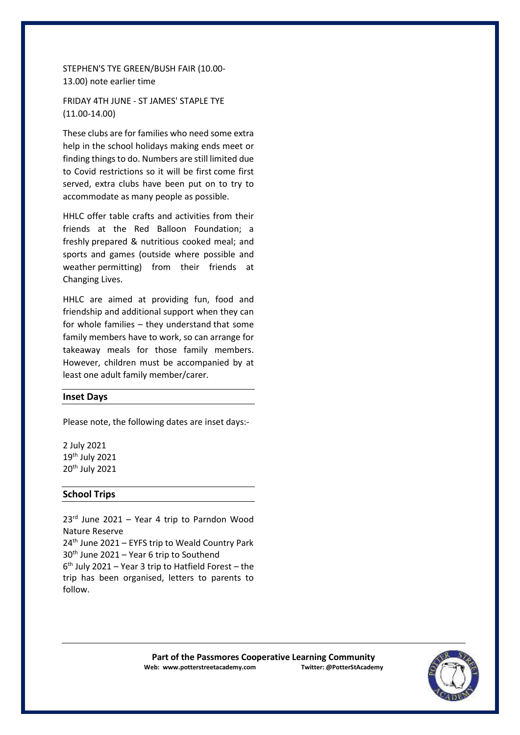STEPHEN'S TYE GREEN/BUSH FAIR (10.00-13.00) note earlier time

FRIDAY 4TH JUNE - ST JAMES' STAPLE TYE (11.00-14.00)

These clubs are for families who need some extra help in the school holidays making ends meet or finding things to do. Numbers are still limited due to Covid restrictions so it will be first come first served, extra clubs have been put on to try to accommodate as many people as possible.

HHLC offer table crafts and activities from their friends at the Red Balloon Foundation; a freshly prepared & nutritious cooked meal; and sports and games (outside where possible and weather permitting) from their friends at Changing Lives.

HHLC are aimed at providing fun, food and friendship and additional support when they can for whole families – they understand that some family members have to work, so can arrange for takeaway meals for those family members. However, children must be accompanied by at least one adult family member/carer.

## Inset Days

Please note, the following dates are inset days:-

2 July 2021
19th July 2021
20th July 2021

## School Trips

23rd June 2021 – Year 4 trip to Parndon Wood Nature Reserve
24th June 2021 – EYFS trip to Weald Country Park
30th June 2021 – Year 6 trip to Southend
6th July 2021 – Year 3 trip to Hatfield Forest – the trip has been organised, letters to parents to follow.

**Part of the Passmores Cooperative Learning Community**
**Web: www.potterstreetacademy.com** **Twitter: @PotterStAcademy**